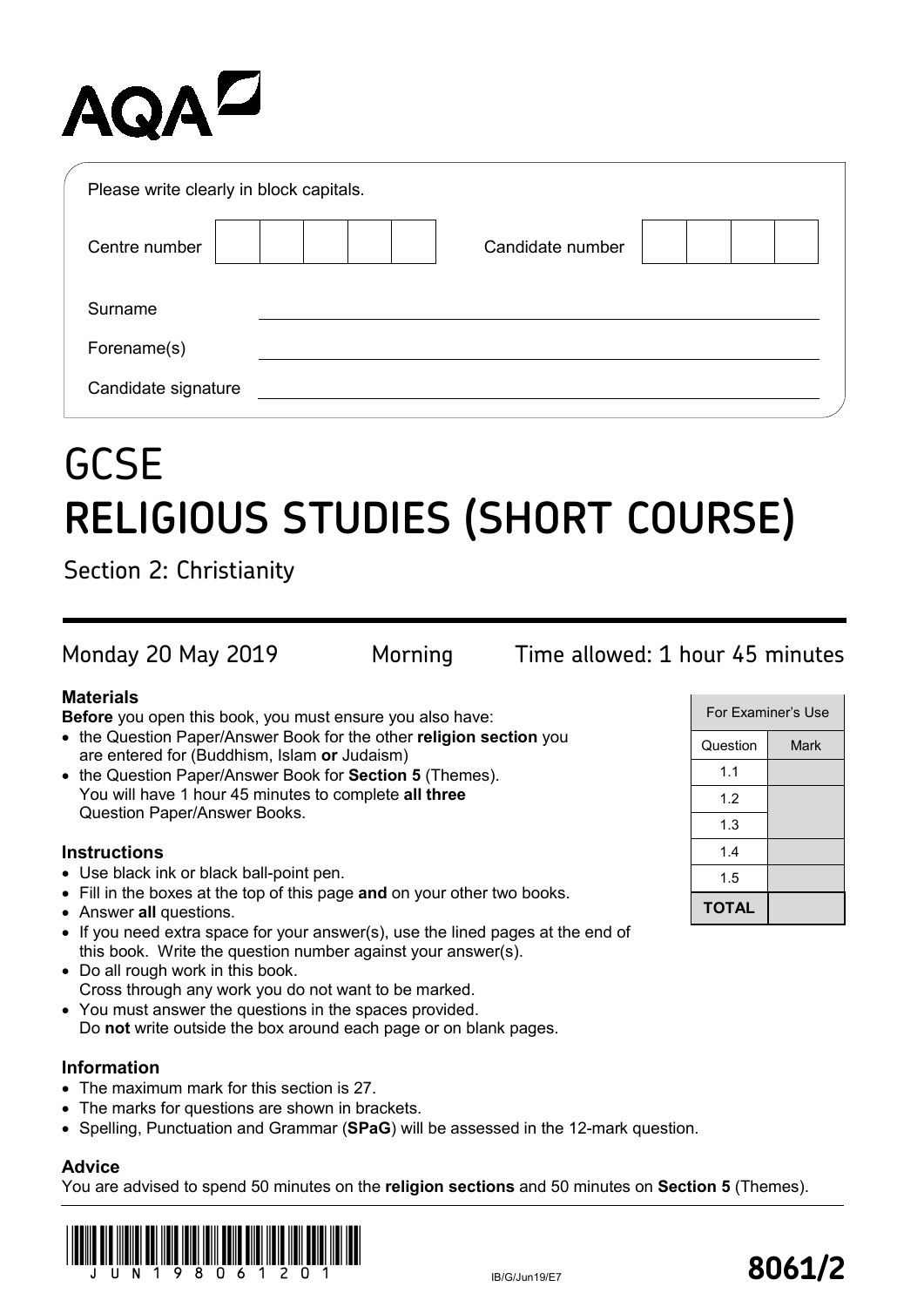AQA

Please write clearly in block capitals.

| | |
|---|---|
| Centre number | |
| Candidate number | |
| Surname | |
| Forename(s) | |
| Candidate signature | |

# GCSE
# RELIGIOUS STUDIES (SHORT COURSE)

## Section 2: Christianity

Monday 20 May 2019 Morning Time allowed: 1 hour 45 minutes

### Materials

**Before** you open this book, you must ensure you also have:

- the Question Paper/Answer Book for the other **religion section** you are entered for (Buddhism, Islam **or** Judaism)
- the Question Paper/Answer Book for **Section 5** (Themes). You will have 1 hour 45 minutes to complete **all three** Question Paper/Answer Books.

### Instructions

- Use black ink or black ball-point pen.
- Fill in the boxes at the top of this page **and** on your other two books.
- Answer **all** questions.
- If you need extra space for your answer(s), use the lined pages at the end of this book. Write the question number against your answer(s).
- Do all rough work in this book. Cross through any work you do not want to be marked.
- You must answer the questions in the spaces provided. Do **not** write outside the box around each page or on blank pages.

### Information

- The maximum mark for this section is 27.
- The marks for questions are shown in brackets.
- Spelling, Punctuation and Grammar (**SPaG**) will be assessed in the 12-mark question.

### Advice

You are advised to spend 50 minutes on the **religion sections** and 50 minutes on **Section 5** (Themes).

| For Examiner's Use | |
|---|---|
| Question | Mark |
| 1.1 | |
| 1.2 | |
| 1.3 | |
| 1.4 | |
| 1.5 | |
| **TOTAL** | |

JUN1980612O1

IB/G/Jun19/E7

**8061/2**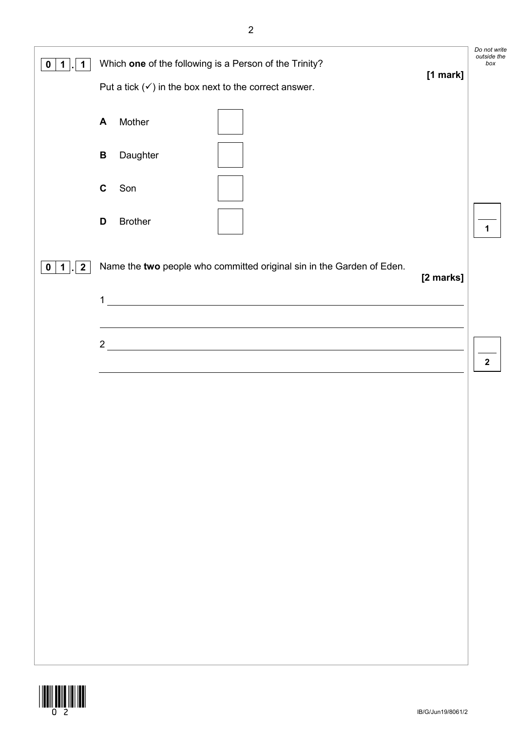**0 1 . 1** Which **one** of the following is a Person of the Trinity?

**[1 mark]**

Put a tick (✓) in the box next to the correct answer.

**A** Mother ☐

**B** Daughter ☐

**C** Son ☐

**D** Brother ☐

**0 1 . 2** Name the **two** people who committed original sin in the Garden of Eden.

**[2 marks]**

1 ______________________________________________

2 ______________________________________________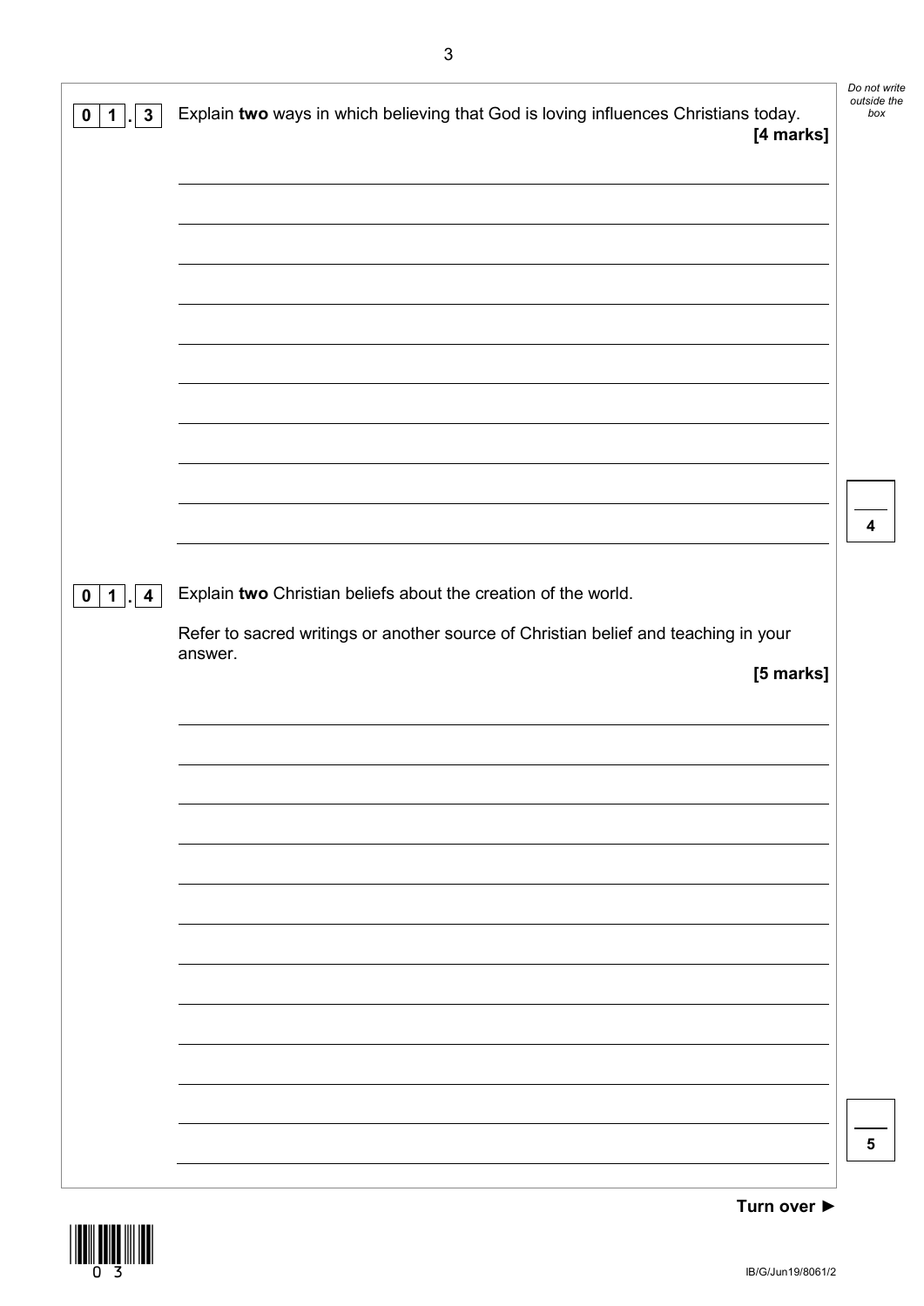**0 1 . 3** Explain **two** ways in which believing that God is loving influences Christians today.

**[4 marks]**

**0 1 . 4** Explain **two** Christian beliefs about the creation of the world.

Refer to sacred writings or another source of Christian belief and teaching in your answer.

**[5 marks]**

**Turn over ►**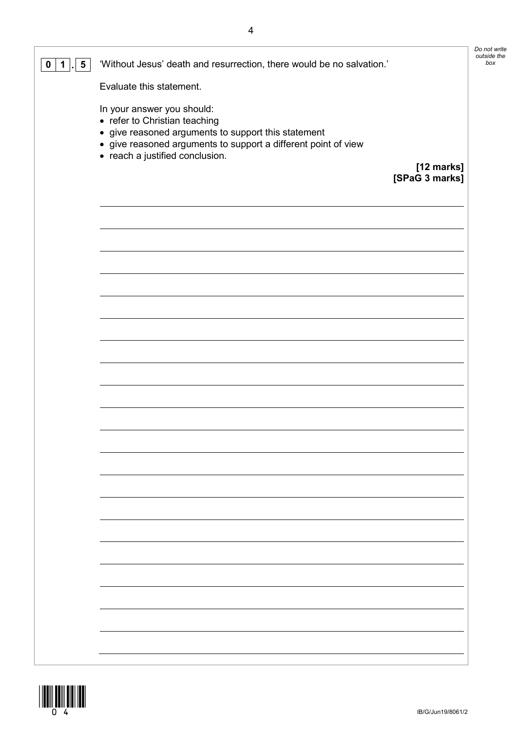**0 1 . 5** 'Without Jesus' death and resurrection, there would be no salvation.'

Evaluate this statement.

In your answer you should:

- refer to Christian teaching
- give reasoned arguments to support this statement
- give reasoned arguments to support a different point of view
- reach a justified conclusion.

**[12 marks]**
**[SPaG 3 marks]**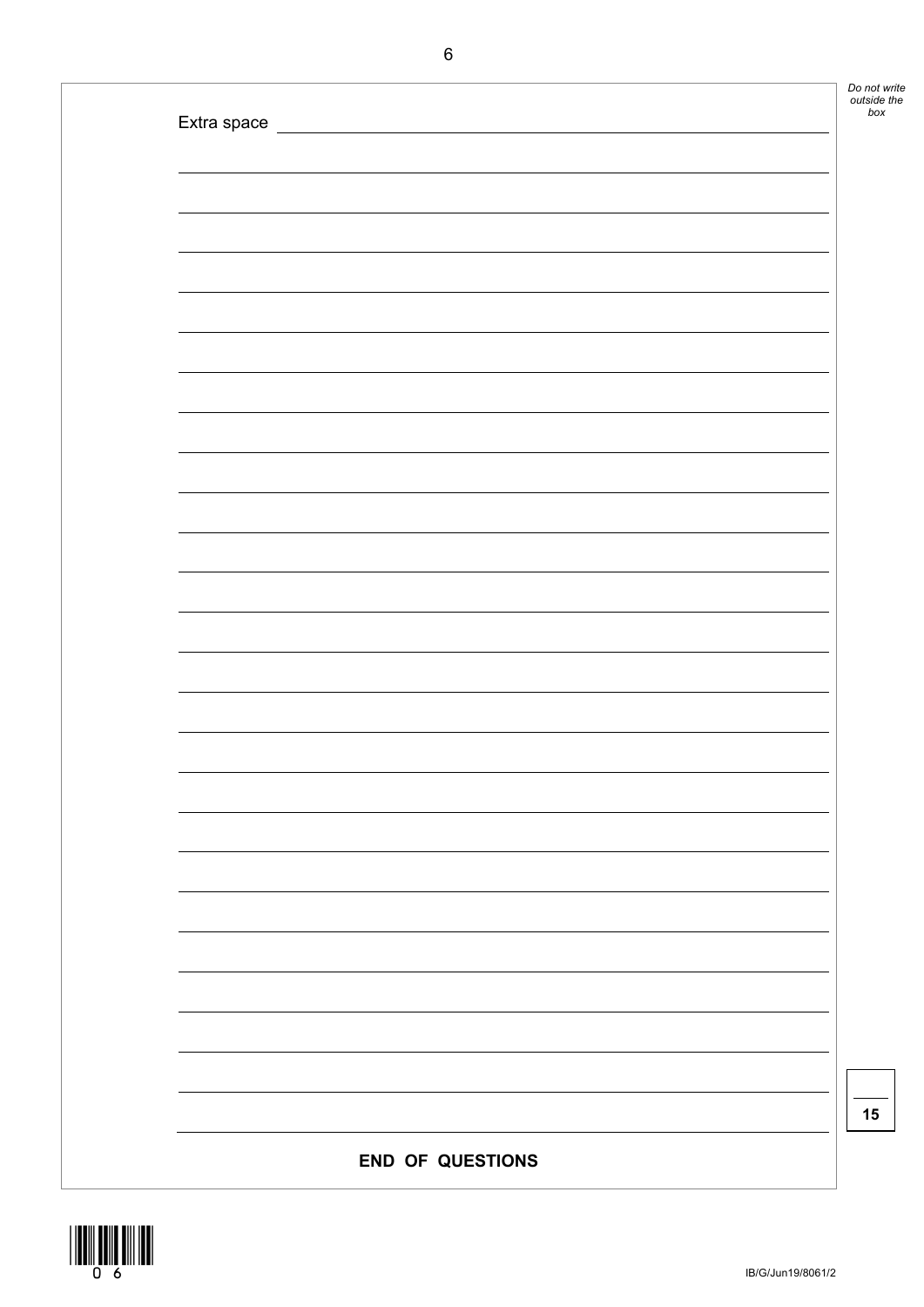Extra space

**END OF QUESTIONS**

15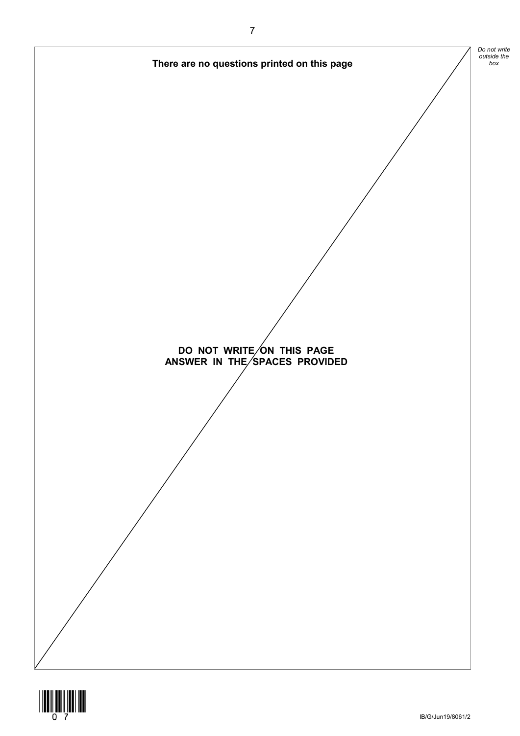**There are no questions printed on this page**

**DO NOT WRITE ON THIS PAGE**
**ANSWER IN THE SPACES PROVIDED**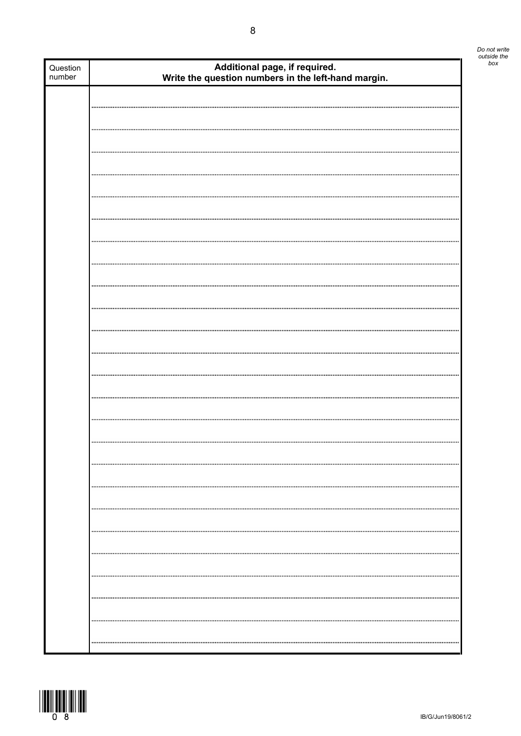| Question number | **Additional page, if required. Write the question numbers in the left-hand margin.** |
| --- | --- |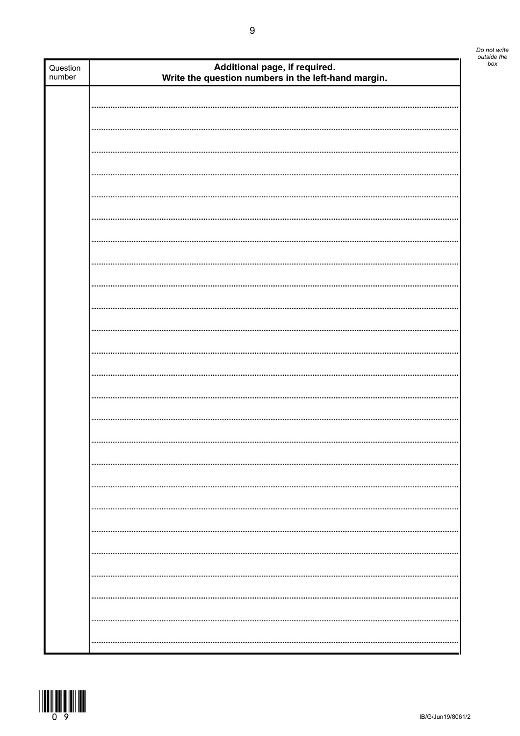*Do not write outside the box*

| Question number | Additional page, if required. Write the question numbers in the left-hand margin. |
| --- | --- |
| | |

IB/G/Jun19/8061/2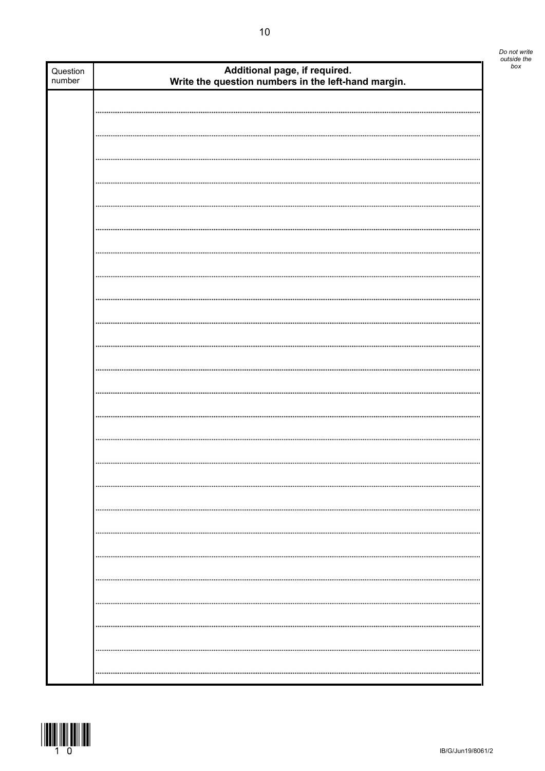| Question number | **Additional page, if required. Write the question numbers in the left-hand margin.** |
| --- | --- |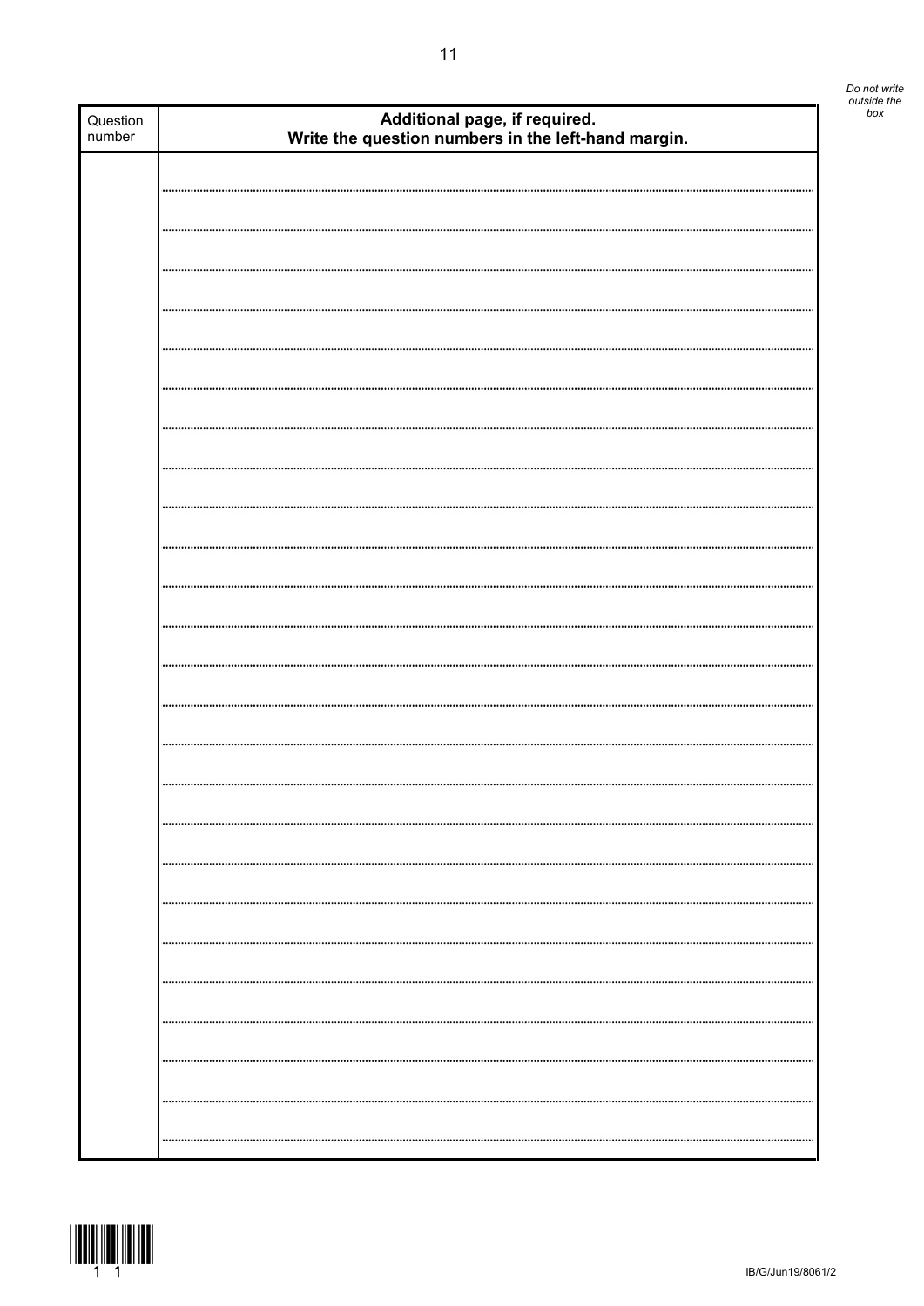| Question number | **Additional page, if required. Write the question numbers in the left-hand margin.** |
| --- | --- |
| | |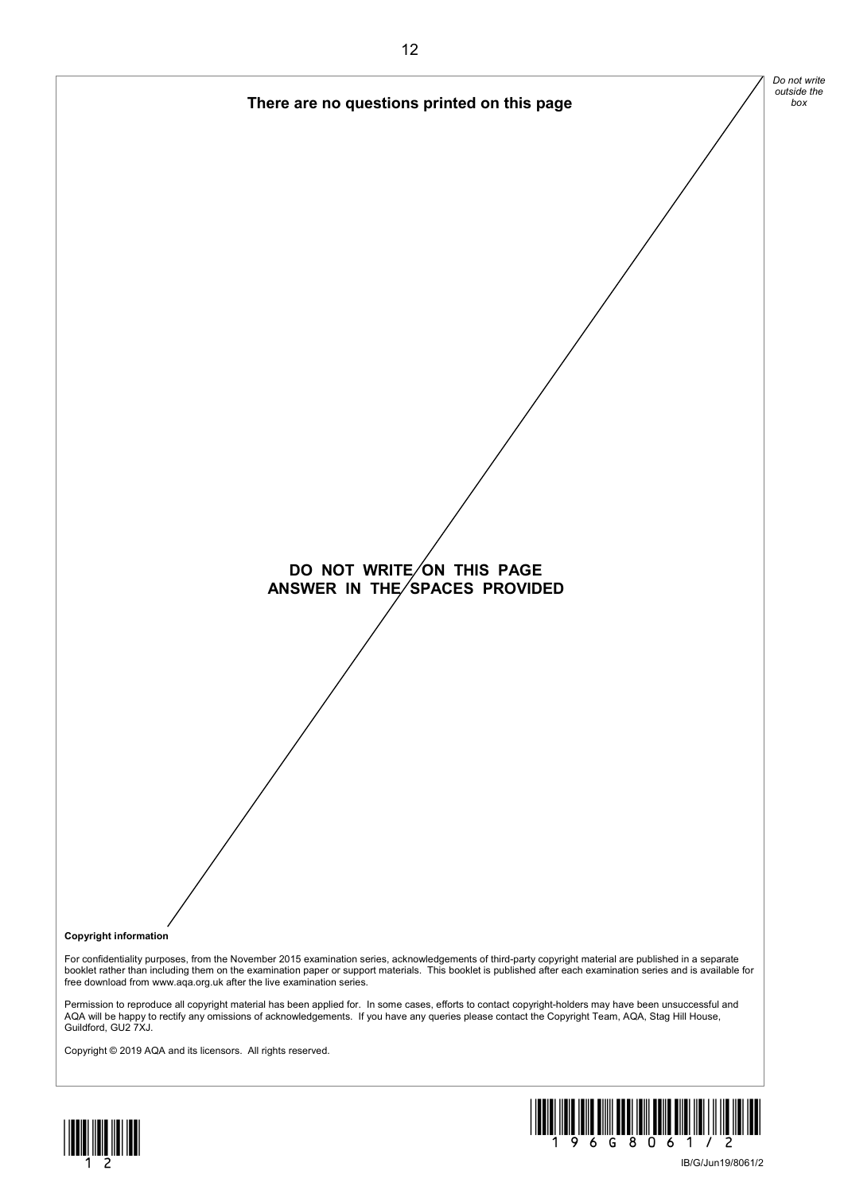There are no questions printed on this page

**DO NOT WRITE ON THIS PAGE**
**ANSWER IN THE SPACES PROVIDED**

**Copyright information**

For confidentiality purposes, from the November 2015 examination series, acknowledgements of third-party copyright material are published in a separate booklet rather than including them on the examination paper or support materials. This booklet is published after each examination series and is available for free download from www.aqa.org.uk after the live examination series.

Permission to reproduce all copyright material has been applied for. In some cases, efforts to contact copyright-holders may have been unsuccessful and AQA will be happy to rectify any omissions of acknowledgements. If you have any queries please contact the Copyright Team, AQA, Stag Hill House, Guildford, GU2 7XJ.

Copyright © 2019 AQA and its licensors. All rights reserved.